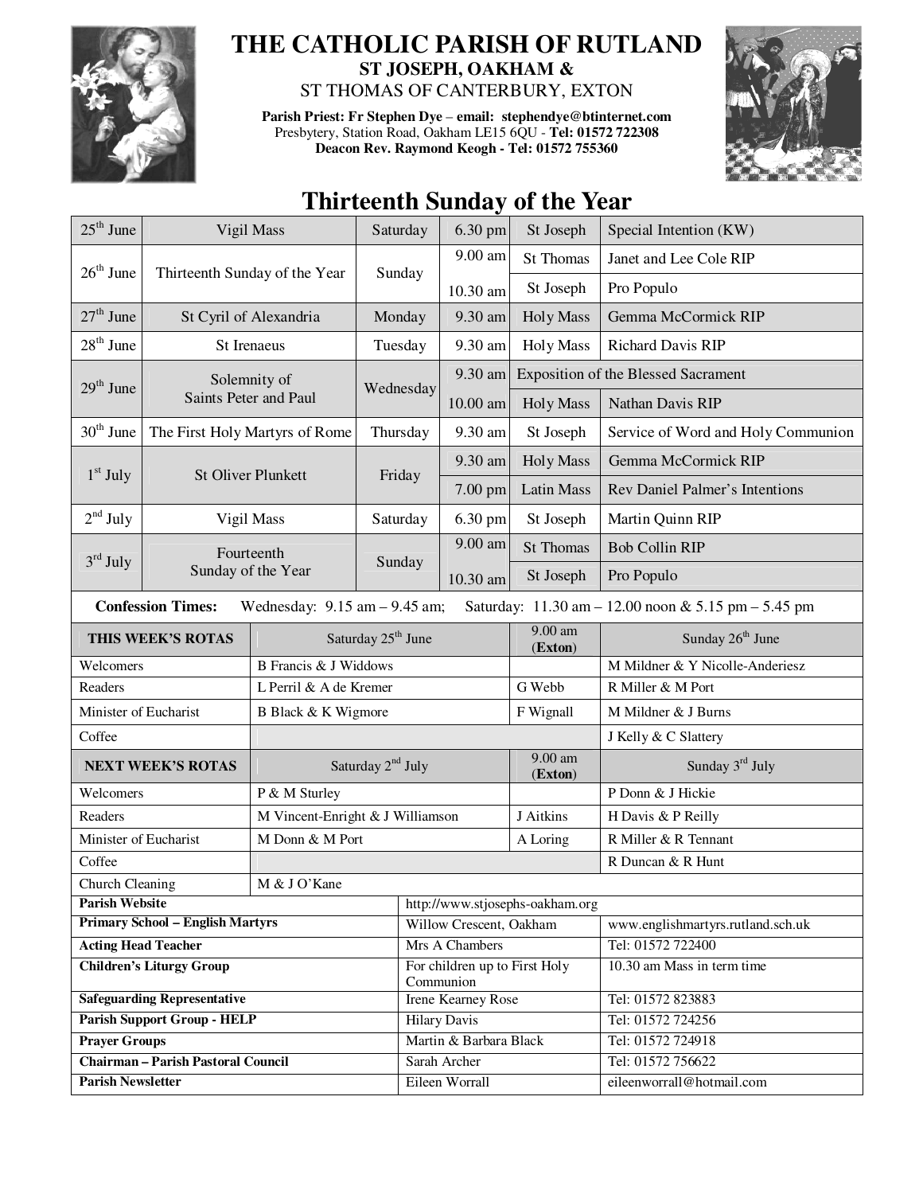# THE CATHOLIC PARISH OF RUTLAND

## ST JOSEPH, OAKHAM &

## ST THOMAS OF CANTERBURY, EXTON

**Parish Priest: Fr Stephen Dye – email: stephendye@btinternet.com**
Presbytery, Station Road, Oakham LE15 6QU - **Tel: 01572 722308**
**Deacon Rev. Raymond Keogh - Tel: 01572 755360**

# Thirteenth Sunday of the Year

| Date | Celebration | Day | Time | Place | Intention |
|---|---|---|---|---|---|
| 25th June | Vigil Mass | Saturday | 6.30 pm | St Joseph | Special Intention (KW) |
| 26th June | Thirteenth Sunday of the Year | Sunday | 9.00 am | St Thomas | Janet and Lee Cole RIP |
| | | | 10.30 am | St Joseph | Pro Populo |
| 27th June | St Cyril of Alexandria | Monday | 9.30 am | Holy Mass | Gemma McCormick RIP |
| 28th June | St Irenaeus | Tuesday | 9.30 am | Holy Mass | Richard Davis RIP |
| 29th June | Solemnity of Saints Peter and Paul | Wednesday | 9.30 am | Exposition of the Blessed Sacrament | |
| | | | 10.00 am | Holy Mass | Nathan Davis RIP |
| 30th June | The First Holy Martyrs of Rome | Thursday | 9.30 am | St Joseph | Service of Word and Holy Communion |
| 1st July | St Oliver Plunkett | Friday | 9.30 am | Holy Mass | Gemma McCormick RIP |
| | | | 7.00 pm | Latin Mass | Rev Daniel Palmer's Intentions |
| 2nd July | Vigil Mass | Saturday | 6.30 pm | St Joseph | Martin Quinn RIP |
| 3rd July | Fourteenth Sunday of the Year | Sunday | 9.00 am | St Thomas | Bob Collin RIP |
| | | | 10.30 am | St Joseph | Pro Populo |

**Confession Times:** Wednesday: 9.15 am – 9.45 am; Saturday: 11.30 am – 12.00 noon & 5.15 pm – 5.45 pm

| THIS WEEK'S ROTAS | Saturday 25th June | 9.00 am (Exton) | Sunday 26th June |
|---|---|---|---|
| Welcomers | B Francis & J Widdows | | M Mildner & Y Nicolle-Anderiesz |
| Readers | L Perril & A de Kremer | G Webb | R Miller & M Port |
| Minister of Eucharist | B Black & K Wigmore | F Wignall | M Mildner & J Burns |
| Coffee | | | J Kelly & C Slattery |
| **NEXT WEEK'S ROTAS** | **Saturday 2nd July** | **9.00 am (Exton)** | **Sunday 3rd July** |
| Welcomers | P & M Sturley | | P Donn & J Hickie |
| Readers | M Vincent-Enright & J Williamson | J Aitkins | H Davis & P Reilly |
| Minister of Eucharist | M Donn & M Port | A Loring | R Miller & R Tennant |
| Coffee | | | R Duncan & R Hunt |
| Church Cleaning | M & J O'Kane | | |

| | | |
|---|---|---|
| **Parish Website** | http://www.stjosephs-oakham.org | |
| **Primary School – English Martyrs** | Willow Crescent, Oakham | www.englishmartyrs.rutland.sch.uk |
| **Acting Head Teacher** | Mrs A Chambers | Tel: 01572 722400 |
| **Children's Liturgy Group** | For children up to First Holy Communion | 10.30 am Mass in term time |
| **Safeguarding Representative** | Irene Kearney Rose | Tel: 01572 823883 |
| **Parish Support Group - HELP** | Hilary Davis | Tel: 01572 724256 |
| **Prayer Groups** | Martin & Barbara Black | Tel: 01572 724918 |
| **Chairman – Parish Pastoral Council** | Sarah Archer | Tel: 01572 756622 |
| **Parish Newsletter** | Eileen Worrall | eileenworrall@hotmail.com |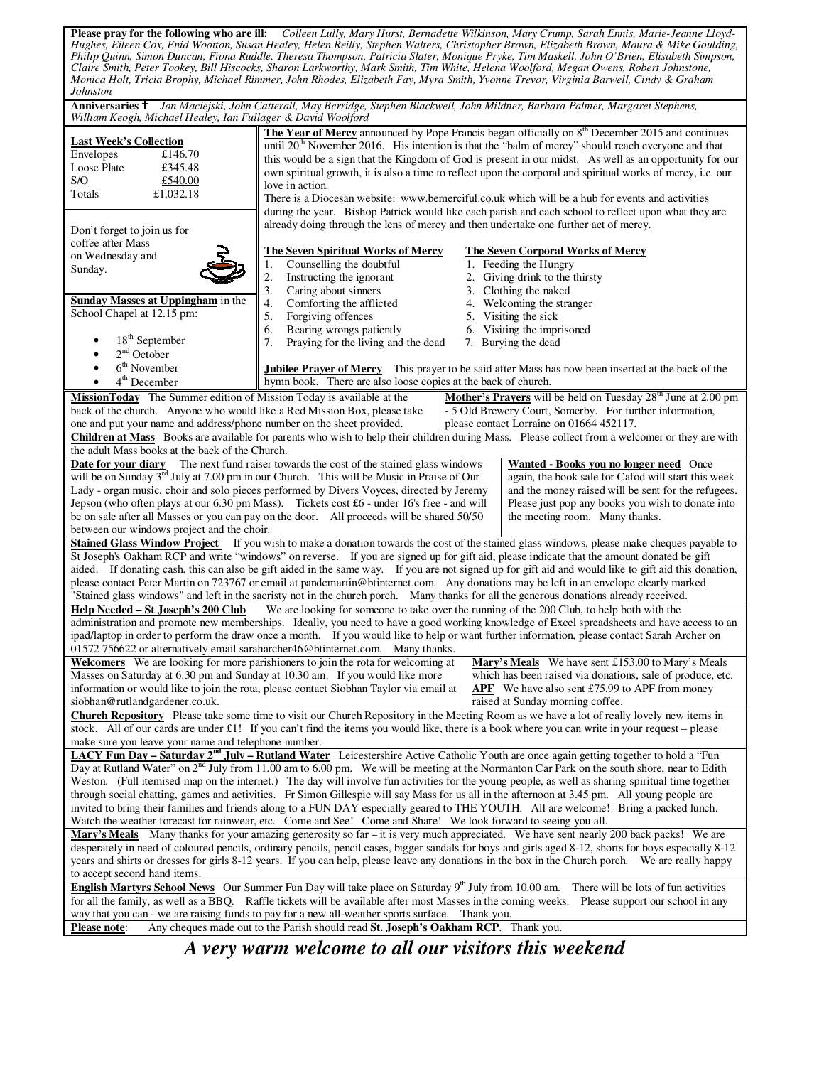**Please pray for the following who are ill:** *Colleen Lully, Mary Hurst, Bernadette Wilkinson, Mary Crump, Sarah Ennis, Marie-Jeanne Lloyd-Hughes, Eileen Cox, Enid Wootton, Susan Healey, Helen Reilly, Stephen Walters, Christopher Brown, Elizabeth Brown, Maura & Mike Goulding, Philip Quinn, Simon Duncan, Fiona Ruddle, Theresa Thompson, Patricia Slater, Monique Pryke, Tim Maskell, John O'Brien, Elisabeth Simpson, Claire Smith, Peter Tookey, Bill Hiscocks, Sharon Larkworthy, Mark Smith, Tim White, Helena Woolford, Megan Owens, Robert Johnstone, Monica Holt, Tricia Brophy, Michael Rimmer, John Rhodes, Elizabeth Fay, Myra Smith, Yvonne Trevor, Virginia Barwell, Cindy & Graham Johnston*

**Anniversaries ✝** *Jan Maciejski, John Catterall, May Berridge, Stephen Blackwell, John Mildner, Barbara Palmer, Margaret Stephens, William Keogh, Michael Healey, Ian Fullager & David Woolford*

**Last Week's Collection**

| | |
|---|---|
| Envelopes | £146.70 |
| Loose Plate | £345.48 |
| S/O | £540.00 |
| Totals | £1,032.18 |

Don't forget to join us for coffee after Mass on Wednesday and Sunday.

**Sunday Masses at Uppingham** in the School Chapel at 12.15 pm:

- 18th September
- 2nd October
- 6th November
- 4th December

**The Year of Mercy** announced by Pope Francis began officially on 8th December 2015 and continues until 20th November 2016. His intention is that the "balm of mercy" should reach everyone and that this would be a sign that the Kingdom of God is present in our midst. As well as an opportunity for our own spiritual growth, it is also a time to reflect upon the corporal and spiritual works of mercy, i.e. our love in action.

There is a Diocesan website: www.bemerciful.co.uk which will be a hub for events and activities during the year. Bishop Patrick would like each parish and each school to reflect upon what they are already doing through the lens of mercy and then undertake one further act of mercy.

**The Seven Spiritual Works of Mercy**

1. Counselling the doubtful
2. Instructing the ignorant
3. Caring about sinners
4. Comforting the afflicted
5. Forgiving offences
6. Bearing wrongs patiently
7. Praying for the living and the dead

**The Seven Corporal Works of Mercy**

1. Feeding the Hungry
2. Giving drink to the thirsty
3. Clothing the naked
4. Welcoming the stranger
5. Visiting the sick
6. Visiting the imprisoned
7. Burying the dead

**Jubilee Prayer of Mercy** This prayer to be said after Mass has now been inserted at the back of the hymn book. There are also loose copies at the back of church.

**MissionToday** The Summer edition of Mission Today is available at the back of the church. Anyone who would like a Red Mission Box, please take one and put your name and address/phone number on the sheet provided.

**Mother's Prayers** will be held on Tuesday 28th June at 2.00 pm - 5 Old Brewery Court, Somerby. For further information, please contact Lorraine on 01664 452117.

**Children at Mass** Books are available for parents who wish to help their children during Mass. Please collect from a welcomer or they are with the adult Mass books at the back of the Church.

**Date for your diary** The next fund raiser towards the cost of the stained glass windows will be on Sunday 3rd July at 7.00 pm in our Church. This will be Music in Praise of Our Lady - organ music, choir and solo pieces performed by Divers Voyces, directed by Jeremy Jepson (who often plays at our 6.30 pm Mass). Tickets cost £6 - under 16's free - and will be on sale after all Masses or you can pay on the door. All proceeds will be shared 50/50 between our windows project and the choir.

**Wanted - Books you no longer need** Once again, the book sale for Cafod will start this week and the money raised will be sent for the refugees. Please just pop any books you wish to donate into the meeting room. Many thanks.

**Stained Glass Window Project** If you wish to make a donation towards the cost of the stained glass windows, please make cheques payable to St Joseph's Oakham RCP and write "windows" on reverse. If you are signed up for gift aid, please indicate that the amount donated be gift aided. If donating cash, this can also be gift aided in the same way. If you are not signed up for gift aid and would like to gift aid this donation, please contact Peter Martin on 723767 or email at pandcmartin@btinternet.com. Any donations may be left in an envelope clearly marked "Stained glass windows" and left in the sacristy not in the church porch. Many thanks for all the generous donations already received.

**Help Needed – St Joseph's 200 Club** We are looking for someone to take over the running of the 200 Club, to help both with the administration and promote new memberships. Ideally, you need to have a good working knowledge of Excel spreadsheets and have access to an ipad/laptop in order to perform the draw once a month. If you would like to help or want further information, please contact Sarah Archer on 01572 756622 or alternatively email sarah던archer46@btinternet.com. Many thanks.

**Welcomers** We are looking for more parishioners to join the rota for welcoming at Masses on Saturday at 6.30 pm and Sunday at 10.30 am. If you would like more information or would like to join the rota, please contact Siobhan Taylor via email at siobhan@rutlandgardener.co.uk.

**Mary's Meals** We have sent £153.00 to Mary's Meals which has been raised via donations, sale of produce, etc.

**APF** We have also sent £75.99 to APF from money raised at Sunday morning coffee.

**Church Repository** Please take some time to visit our Church Repository in the Meeting Room as we have a lot of really lovely new items in stock. All of our cards are under £1! If you can't find the items you would like, there is a book where you can write in your request – please make sure you leave your name and telephone number.

**LACY Fun Day – Saturday 2nd July – Rutland Water** Leicestershire Active Catholic Youth are once again getting together to hold a "Fun Day at Rutland Water" on 2nd July from 11.00 am to 6.00 pm. We will be meeting at the Normanton Car Park on the south shore, near to Edith Weston. (Full itemised map on the internet.) The day will involve fun activities for the young people, as well as sharing spiritual time together through social chatting, games and activities. Fr Simon Gillespie will say Mass for us all in the afternoon at 3.45 pm. All young people are invited to bring their families and friends along to a FUN DAY especially geared to THE YOUTH. All are welcome! Bring a packed lunch. Watch the weather forecast for rainwear, etc. Come and See! Come and Share! We look forward to seeing you all.

**Mary's Meals** Many thanks for your amazing generosity so far – it is very much appreciated. We have sent nearly 200 back packs! We are desperately in need of coloured pencils, ordinary pencils, pencil cases, bigger sandals for boys and girls aged 8-12, shorts for boys especially 8-12 years and shirts or dresses for girls 8-12 years. If you can help, please leave any donations in the box in the Church porch. We are really happy to accept second hand items.

**English Martyrs School News** Our Summer Fun Day will take place on Saturday 9th July from 10.00 am. There will be lots of fun activities for all the family, as well as a BBQ. Raffle tickets will be available after most Masses in the coming weeks. Please support our school in any way that you can - we are raising funds to pay for a new all-weather sports surface. Thank you.

**Please note**: Any cheques made out to the Parish should read **St. Joseph's Oakham RCP**. Thank you.

***A very warm welcome to all our visitors this weekend***